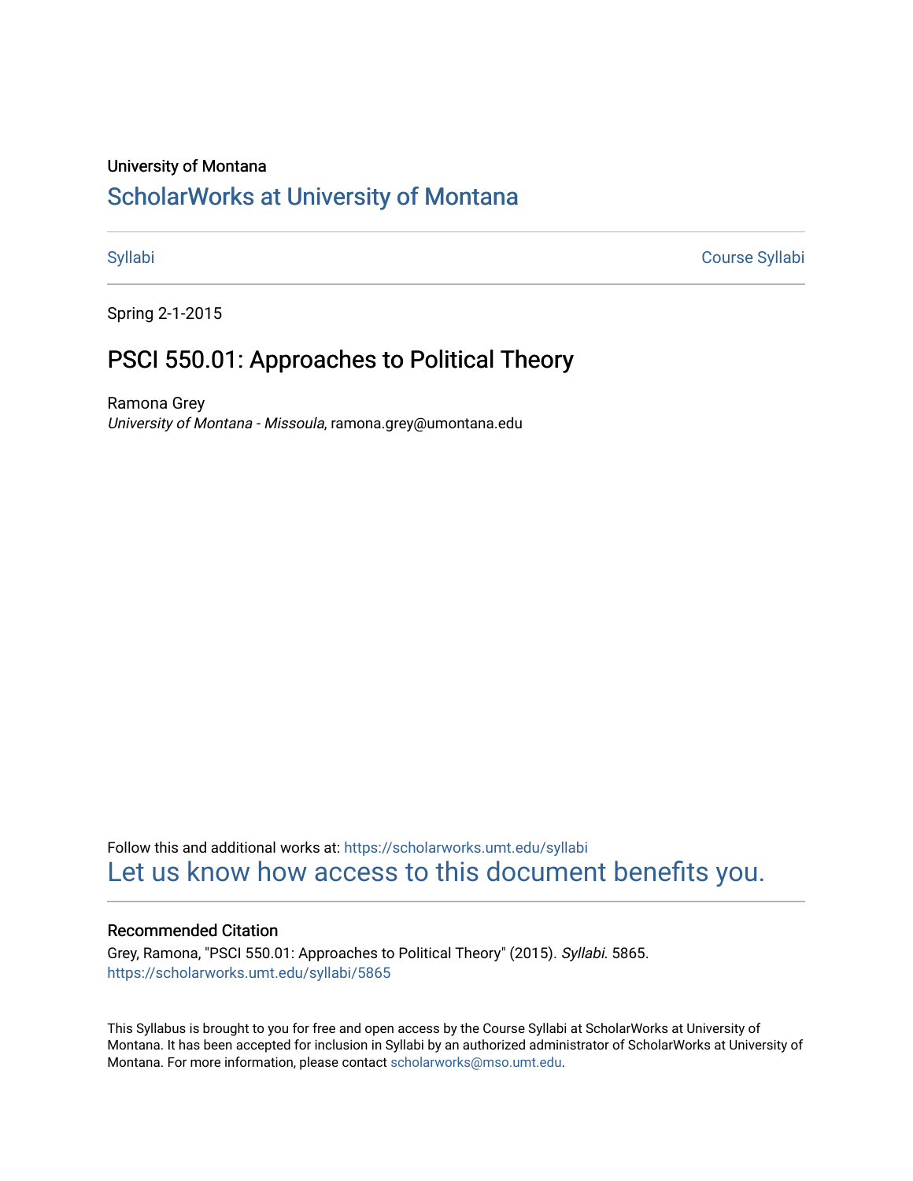University of Montana

# ScholarWorks at University of Montana

Syllabi | Course Syllabi

Spring 2-1-2015

## PSCI 550.01: Approaches to Political Theory

Ramona Grey
*University of Montana - Missoula*, ramona.grey@umontana.edu

Follow this and additional works at: https://scholarworks.umt.edu/syllabi

Let us know how access to this document benefits you.

### Recommended Citation

Grey, Ramona, "PSCI 550.01: Approaches to Political Theory" (2015). *Syllabi*. 5865.
https://scholarworks.umt.edu/syllabi/5865

This Syllabus is brought to you for free and open access by the Course Syllabi at ScholarWorks at University of Montana. It has been accepted for inclusion in Syllabi by an authorized administrator of ScholarWorks at University of Montana. For more information, please contact scholarworks@mso.umt.edu.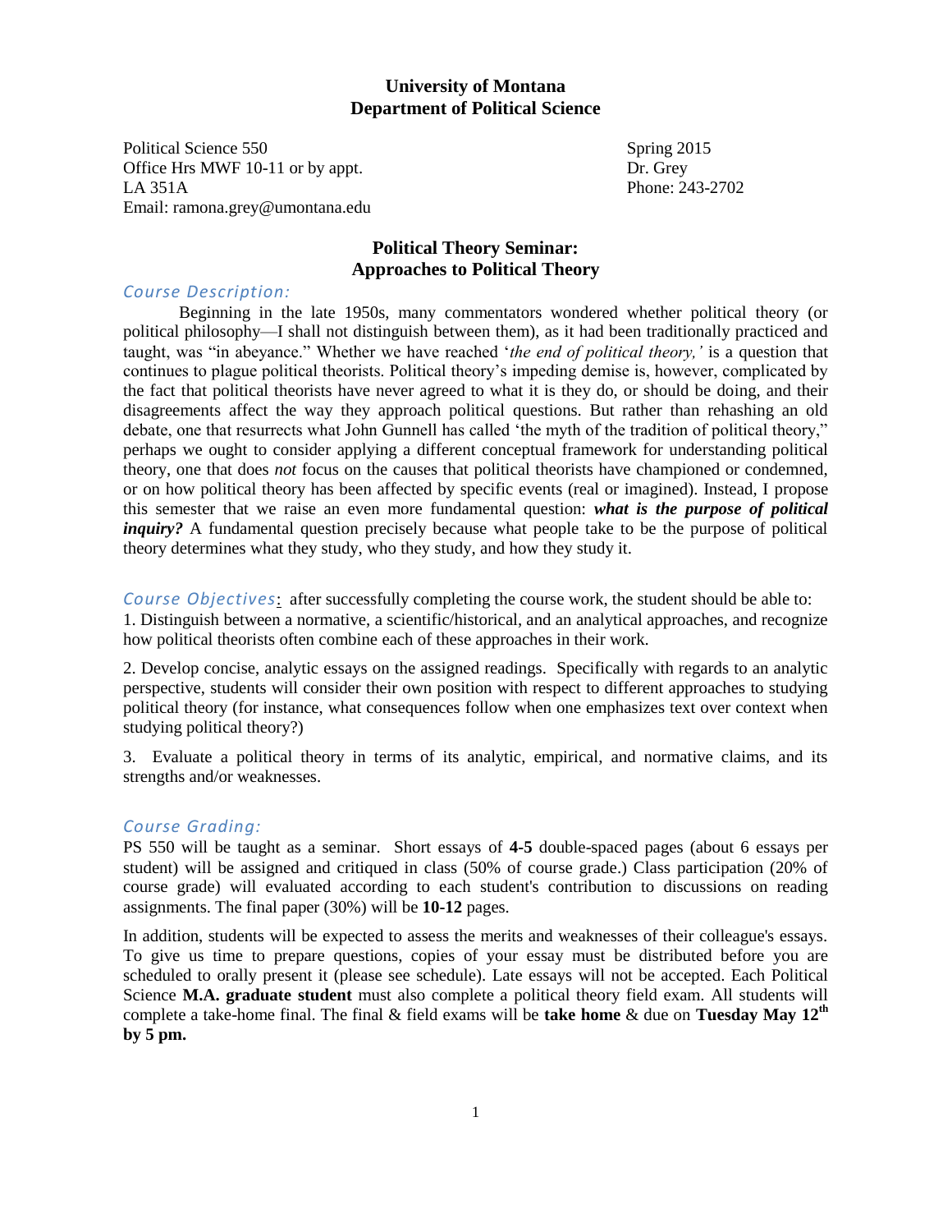# University of Montana
# Department of Political Science

Political Science 550 — Spring 2015
Office Hrs MWF 10-11 or by appt. — Dr. Grey
LA 351A — Phone: 243-2702
Email: ramona.grey@umontana.edu

## Political Theory Seminar: Approaches to Political Theory

### *Course Description:*

Beginning in the late 1950s, many commentators wondered whether political theory (or political philosophy—I shall not distinguish between them), as it had been traditionally practiced and taught, was "in abeyance." Whether we have reached '*the end of political theory,'* is a question that continues to plague political theorists. Political theory's impeding demise is, however, complicated by the fact that political theorists have never agreed to what it is they do, or should be doing, and their disagreements affect the way they approach political questions. But rather than rehashing an old debate, one that resurrects what John Gunnell has called 'the myth of the tradition of political theory," perhaps we ought to consider applying a different conceptual framework for understanding political theory, one that does *not* focus on the causes that political theorists have championed or condemned, or on how political theory has been affected by specific events (real or imagined). Instead, I propose this semester that we raise an even more fundamental question: ***what is the purpose of political inquiry?*** A fundamental question precisely because what people take to be the purpose of political theory determines what they study, who they study, and how they study it.

*Course Objectives*: after successfully completing the course work, the student should be able to:

1. Distinguish between a normative, a scientific/historical, and an analytical approaches, and recognize how political theorists often combine each of these approaches in their work.

2. Develop concise, analytic essays on the assigned readings. Specifically with regards to an analytic perspective, students will consider their own position with respect to different approaches to studying political theory (for instance, what consequences follow when one emphasizes text over context when studying political theory?)

3. Evaluate a political theory in terms of its analytic, empirical, and normative claims, and its strengths and/or weaknesses.

### *Course Grading:*

PS 550 will be taught as a seminar. Short essays of **4-5** double-spaced pages (about 6 essays per student) will be assigned and critiqued in class (50% of course grade.) Class participation (20% of course grade) will evaluated according to each student's contribution to discussions on reading assignments. The final paper (30%) will be **10-12** pages.

In addition, students will be expected to assess the merits and weaknesses of their colleague's essays. To give us time to prepare questions, copies of your essay must be distributed before you are scheduled to orally present it (please see schedule). Late essays will not be accepted. Each Political Science **M.A. graduate student** must also complete a political theory field exam. All students will complete a take-home final. The final & field exams will be **take home** & due on **Tuesday May 12th by 5 pm.**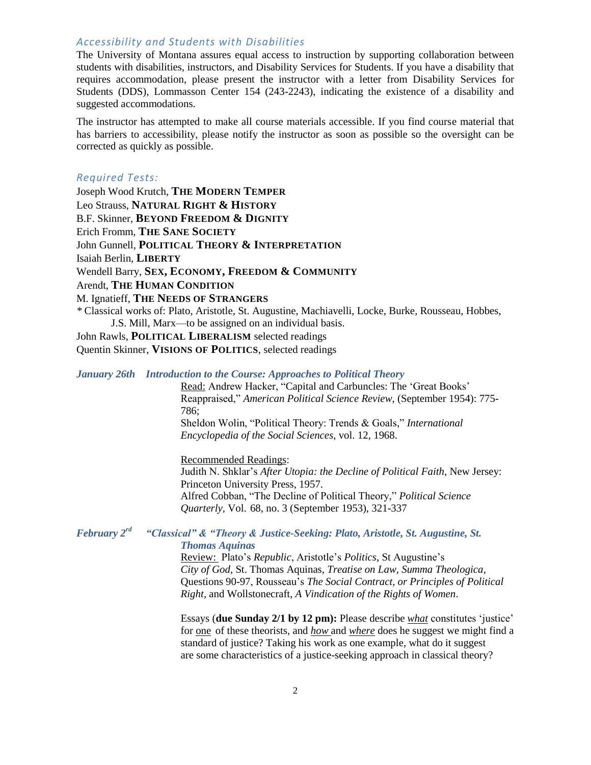### *Accessibility and Students with Disabilities*

The University of Montana assures equal access to instruction by supporting collaboration between students with disabilities, instructors, and Disability Services for Students. If you have a disability that requires accommodation, please present the instructor with a letter from Disability Services for Students (DDS), Lommasson Center 154 (243-2243), indicating the existence of a disability and suggested accommodations.

The instructor has attempted to make all course materials accessible. If you find course material that has barriers to accessibility, please notify the instructor as soon as possible so the oversight can be corrected as quickly as possible.

### *Required Tests:*

Joseph Wood Krutch, **THE MODERN TEMPER**
Leo Strauss, **NATURAL RIGHT & HISTORY**
B.F. Skinner, **BEYOND FREEDOM & DIGNITY**
Erich Fromm, **THE SANE SOCIETY**
John Gunnell, **POLITICAL THEORY & INTERPRETATION**
Isaiah Berlin, **LIBERTY**
Wendell Barry, **SEX, ECONOMY, FREEDOM & COMMUNITY**
Arendt, **THE HUMAN CONDITION**
M. Ignatieff, **THE NEEDS OF STRANGERS**
* Classical works of: Plato, Aristotle, St. Augustine, Machiavelli, Locke, Burke, Rousseau, Hobbes, J.S. Mill, Marx—to be assigned on an individual basis.
John Rawls, **POLITICAL LIBERALISM** selected readings
Quentin Skinner, **VISIONS OF POLITICS**, selected readings

***January 26th Introduction to the Course: Approaches to Political Theory***

Read: Andrew Hacker, "Capital and Carbuncles: The 'Great Books' Reappraised," *American Political Science Review*, (September 1954): 775-786;
Sheldon Wolin, "Political Theory: Trends & Goals," *International Encyclopedia of the Social Sciences*, vol. 12, 1968.

Recommended Readings:
Judith N. Shklar's *After Utopia: the Decline of Political Faith,* New Jersey: Princeton University Press, 1957.
Alfred Cobban, "The Decline of Political Theory," *Political Science Quarterly*, Vol. 68, no. 3 (September 1953), 321-337

***February 2nd "Classical" & "Theory & Justice-Seeking: Plato, Aristotle, St. Augustine, St. Thomas Aquinas***

Review: Plato's *Republic*, Aristotle's *Politics*, St Augustine's *City of God*, St. Thomas Aquinas, *Treatise on Law, Summa Theologica*, Questions 90-97, Rousseau's *The Social Contract, or Principles of Political Right*, and Wollstonecraft, *A Vindication of the Rights of Women*.

Essays (**due Sunday 2/1 by 12 pm):** Please describe ***what*** constitutes 'justice' for one of these theorists, and ***how*** and ***where*** does he suggest we might find a standard of justice? Taking his work as one example, what do it suggest are some characteristics of a justice-seeking approach in classical theory?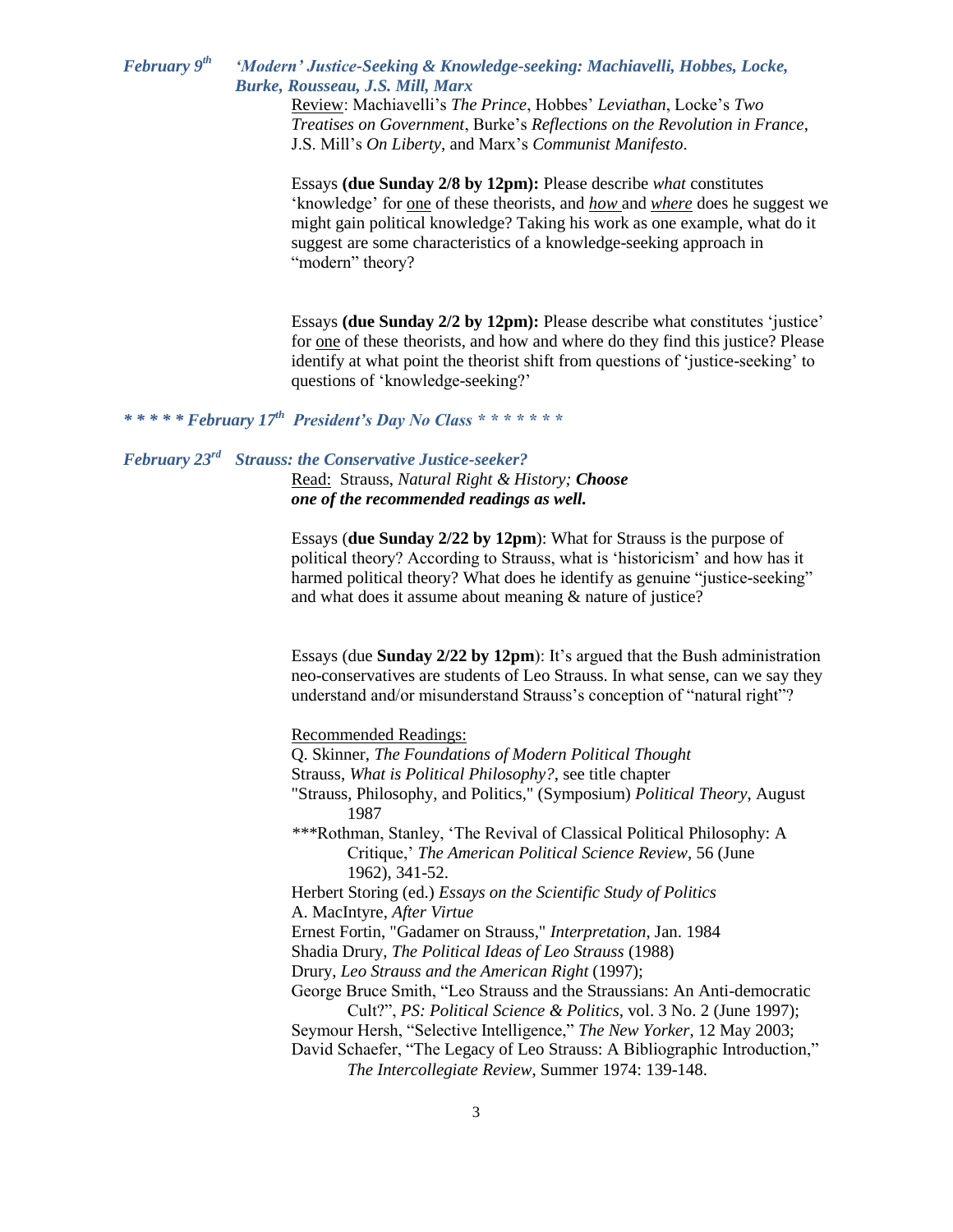### *February 9th  'Modern' Justice-Seeking & Knowledge-seeking: Machiavelli, Hobbes, Locke, Burke, Rousseau, J.S. Mill, Marx*

<u>Review</u>: Machiavelli's *The Prince*, Hobbes' *Leviathan*, Locke's *Two Treatises on Government*, Burke's *Reflections on the Revolution in France*, J.S. Mill's *On Liberty*, and Marx's *Communist Manifesto*.

Essays **(due Sunday 2/8 by 12pm):** Please describe *what* constitutes 'knowledge' for <u>one</u> of these theorists, and *<u>how</u>* and *<u>where</u>* does he suggest we might gain political knowledge? Taking his work as one example, what do it suggest are some characteristics of a knowledge-seeking approach in "modern" theory?

Essays **(due Sunday 2/2 by 12pm):** Please describe what constitutes 'justice' for <u>one</u> of these theorists, and how and where do they find this justice? Please identify at what point the theorist shift from questions of 'justice-seeking' to questions of 'knowledge-seeking?'

### *\* \* \* \* \* February 17th  President's Day No Class \* \* \* \* \* \* \**

### *February 23rd  Strauss: the Conservative Justice-seeker?*

<u>Read:</u> Strauss, *Natural Right & History;* ***Choose one of the recommended readings as well.***

Essays (**due Sunday 2/22 by 12pm**): What for Strauss is the purpose of political theory? According to Strauss, what is 'historicism' and how has it harmed political theory? What does he identify as genuine "justice-seeking" and what does it assume about meaning & nature of justice?

Essays (due **Sunday 2/22 by 12pm**): It's argued that the Bush administration neo-conservatives are students of Leo Strauss. In what sense, can we say they understand and/or misunderstand Strauss's conception of "natural right"?

<u>Recommended Readings:</u>

Q. Skinner, *The Foundations of Modern Political Thought*
Strauss, *What is Political Philosophy?*, see title chapter
"Strauss, Philosophy, and Politics," (Symposium) *Political Theory*, August 1987
\*\*\*Rothman, Stanley, 'The Revival of Classical Political Philosophy: A Critique,' *The American Political Science Review*, 56 (June 1962), 341-52.
Herbert Storing (ed.) *Essays on the Scientific Study of Politics*
A. MacIntyre, *After Virtue*
Ernest Fortin, "Gadamer on Strauss," *Interpretation*, Jan. 1984
Shadia Drury, *The Political Ideas of Leo Strauss* (1988)
Drury, *Leo Strauss and the American Right* (1997);
George Bruce Smith, "Leo Strauss and the Straussians: An Anti-democratic Cult?", *PS: Political Science & Politics,* vol. 3 No. 2 (June 1997);
Seymour Hersh, "Selective Intelligence," *The New Yorker*, 12 May 2003;
David Schaefer, "The Legacy of Leo Strauss: A Bibliographic Introduction," *The Intercollegiate Review*, Summer 1974: 139-148.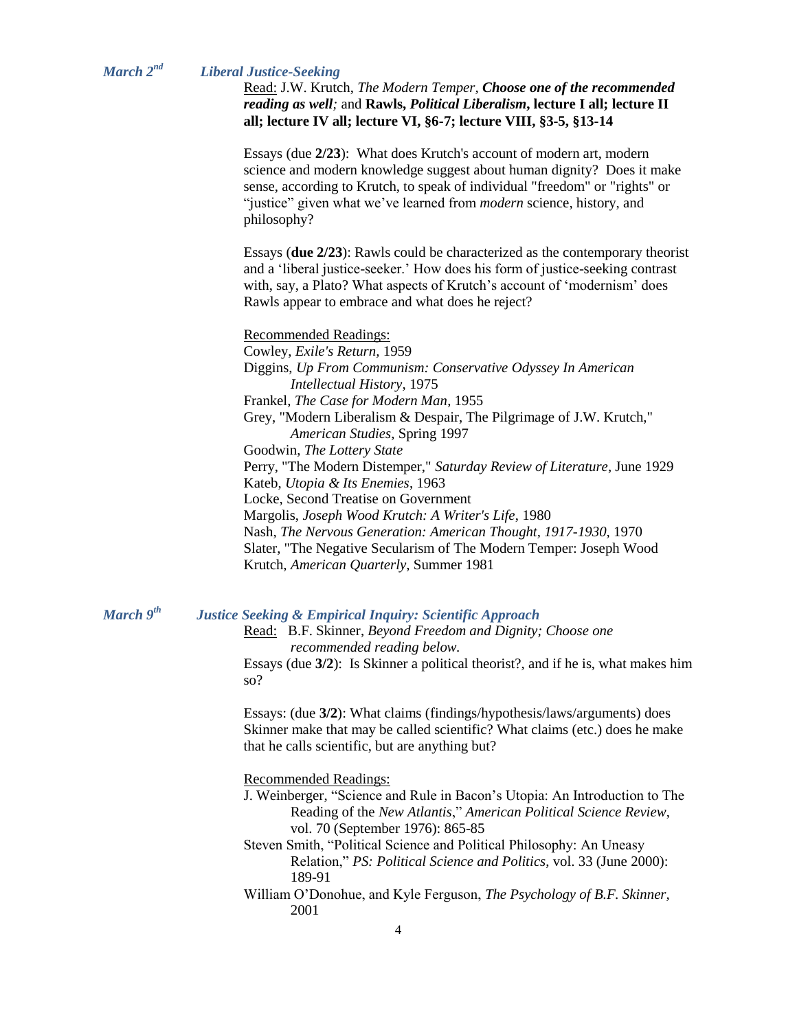### *March 2nd* *Liberal Justice-Seeking*

Read: J.W. Krutch, *The Modern Temper,* ***Choose one of the recommended reading as well;*** and **Rawls, *Political Liberalism*, lecture I all; lecture II all; lecture IV all; lecture VI, §6-7; lecture VIII, §3-5, §13-14**

Essays (due **2/23**): What does Krutch's account of modern art, modern science and modern knowledge suggest about human dignity? Does it make sense, according to Krutch, to speak of individual "freedom" or "rights" or "justice" given what we've learned from *modern* science, history, and philosophy?

Essays (**due 2/23**): Rawls could be characterized as the contemporary theorist and a 'liberal justice-seeker.' How does his form of justice-seeking contrast with, say, a Plato? What aspects of Krutch's account of 'modernism' does Rawls appear to embrace and what does he reject?

Recommended Readings:

Cowley, *Exile's Return*, 1959
Diggins, *Up From Communism: Conservative Odyssey In American Intellectual History*, 1975
Frankel, *The Case for Modern Man*, 1955
Grey, "Modern Liberalism & Despair, The Pilgrimage of J.W. Krutch," *American Studies*, Spring 1997
Goodwin, *The Lottery State*
Perry, "The Modern Distemper," *Saturday Review of Literature*, June 1929
Kateb, *Utopia & Its Enemies*, 1963
Locke, Second Treatise on Government
Margolis, *Joseph Wood Krutch: A Writer's Life*, 1980
Nash, *The Nervous Generation: American Thought, 1917-1930*, 1970
Slater, "The Negative Secularism of The Modern Temper: Joseph Wood Krutch, *American Quarterly*, Summer 1981

### *March 9th* *Justice Seeking & Empirical Inquiry: Scientific Approach*

Read: B.F. Skinner, *Beyond Freedom and Dignity; Choose one recommended reading below.*

Essays (due **3/2**): Is Skinner a political theorist?, and if he is, what makes him so?

Essays: (due **3/2**): What claims (findings/hypothesis/laws/arguments) does Skinner make that may be called scientific? What claims (etc.) does he make that he calls scientific, but are anything but?

Recommended Readings:

J. Weinberger, "Science and Rule in Bacon's Utopia: An Introduction to The Reading of the *New Atlantis*," *American Political Science Review*, vol. 70 (September 1976): 865-85
Steven Smith, "Political Science and Political Philosophy: An Uneasy Relation," *PS: Political Science and Politics*, vol. 33 (June 2000): 189-91
William O'Donohue, and Kyle Ferguson, *The Psychology of B.F. Skinner*, 2001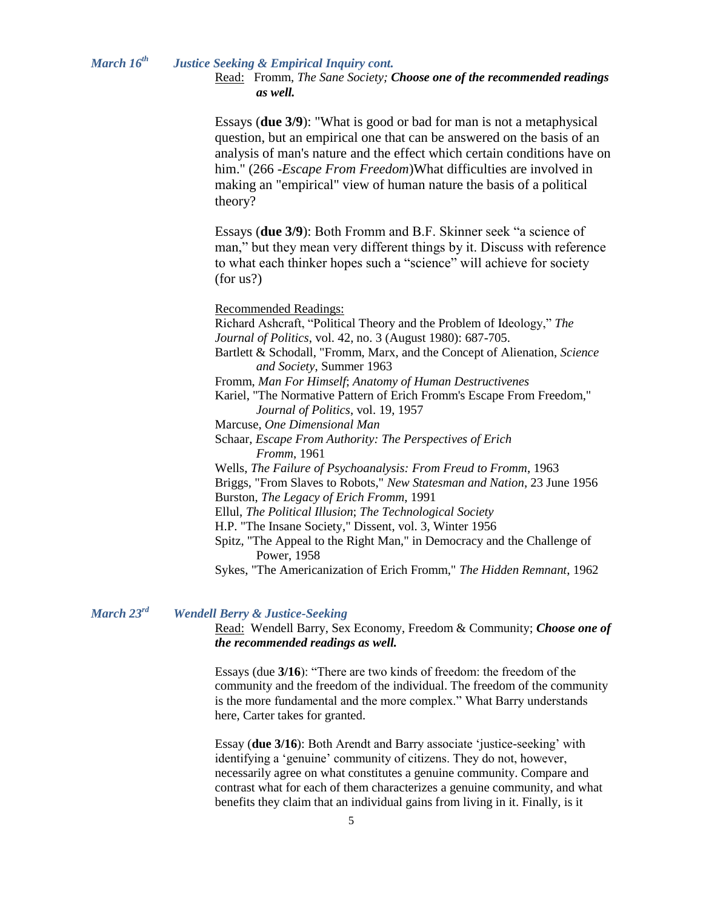***March 16**th* ***Justice Seeking & Empirical Inquiry cont.***

Read: Fromm, *The Sane Society; **Choose one of the recommended readings as well.***

Essays (**due 3/9**): "What is good or bad for man is not a metaphysical question, but an empirical one that can be answered on the basis of an analysis of man's nature and the effect which certain conditions have on him." (266 -*Escape From Freedom*)What difficulties are involved in making an "empirical" view of human nature the basis of a political theory?

Essays (**due 3/9**): Both Fromm and B.F. Skinner seek "a science of man," but they mean very different things by it. Discuss with reference to what each thinker hopes such a "science" will achieve for society (for us?)

Recommended Readings:

Richard Ashcraft, "Political Theory and the Problem of Ideology," *The Journal of Politics*, vol. 42, no. 3 (August 1980): 687-705.

Bartlett & Schodall, "Fromm, Marx, and the Concept of Alienation, *Science and Society*, Summer 1963

Fromm, *Man For Himself*; *Anatomy of Human Destructivenes*

Kariel, "The Normative Pattern of Erich Fromm's Escape From Freedom," *Journal of Politics*, vol. 19, 1957

Marcuse, *One Dimensional Man*

Schaar, *Escape From Authority: The Perspectives of Erich Fromm*, 1961

Wells, *The Failure of Psychoanalysis: From Freud to Fromm*, 1963

Briggs, "From Slaves to Robots," *New Statesman and Nation*, 23 June 1956

Burston, *The Legacy of Erich Fromm*, 1991

Ellul, *The Political Illusion*; *The Technological Society*

H.P. "The Insane Society," Dissent, vol. 3, Winter 1956

Spitz, "The Appeal to the Right Man," in Democracy and the Challenge of Power, 1958

Sykes, "The Americanization of Erich Fromm," *The Hidden Remnant*, 1962

***March 23**rd* ***Wendell Berry & Justice-Seeking***

Read: Wendell Barry, Sex Economy, Freedom & Community; ***Choose one of the recommended readings as well.***

Essays (due **3/16**): "There are two kinds of freedom: the freedom of the community and the freedom of the individual. The freedom of the community is the more fundamental and the more complex." What Barry understands here, Carter takes for granted.

Essay (**due 3/16**): Both Arendt and Barry associate 'justice-seeking' with identifying a 'genuine' community of citizens. They do not, however, necessarily agree on what constitutes a genuine community. Compare and contrast what for each of them characterizes a genuine community, and what benefits they claim that an individual gains from living in it. Finally, is it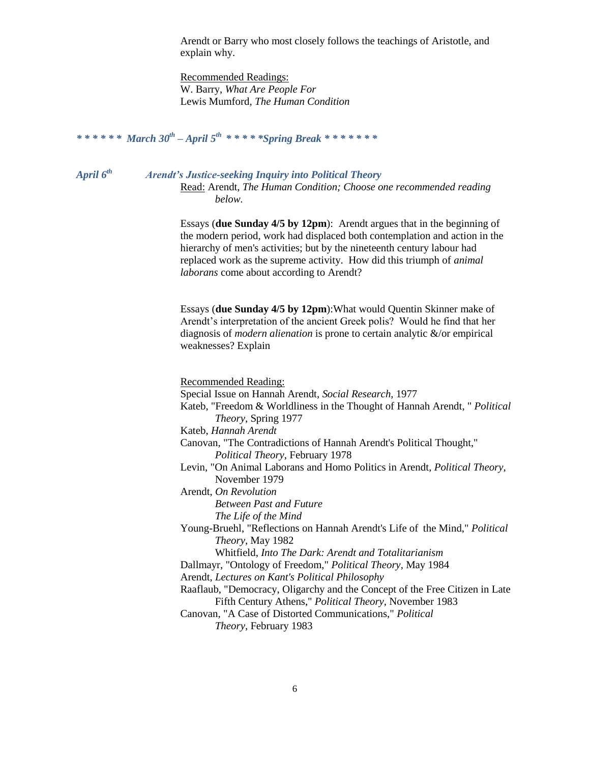Arendt or Barry who most closely follows the teachings of Aristotle, and explain why.

Recommended Readings:
W. Barry, *What Are People For*
Lewis Mumford, *The Human Condition*

***\* \* \* \* \* \* March 30th – April 5th \* \* \* \* \*Spring Break \* \* \* \* \* \* \****

***April 6th*** ***Arendt's Justice-seeking Inquiry into Political Theory***

Read: Arendt, *The Human Condition; Choose one recommended reading below.*

Essays (**due Sunday 4/5 by 12pm**): Arendt argues that in the beginning of the modern period, work had displaced both contemplation and action in the hierarchy of men's activities; but by the nineteenth century labour had replaced work as the supreme activity. How did this triumph of *animal laborans* come about according to Arendt?

Essays (**due Sunday 4/5 by 12pm**):What would Quentin Skinner make of Arendt's interpretation of the ancient Greek polis? Would he find that her diagnosis of *modern alienation* is prone to certain analytic &/or empirical weaknesses? Explain

Recommended Reading:
Special Issue on Hannah Arendt, *Social Research*, 1977
Kateb, "Freedom & Worldliness in the Thought of Hannah Arendt, " *Political Theory*, Spring 1977
Kateb, *Hannah Arendt*
Canovan, "The Contradictions of Hannah Arendt's Political Thought," *Political Theory*, February 1978
Levin, "On Animal Laborans and Homo Politics in Arendt, *Political Theory*, November 1979
Arendt, *On Revolution*
*Between Past and Future*
*The Life of the Mind*
Young-Bruehl, "Reflections on Hannah Arendt's Life of the Mind," *Political Theory*, May 1982
Whitfield, *Into The Dark: Arendt and Totalitarianism*
Dallmayr, "Ontology of Freedom," *Political Theory*, May 1984
Arendt, *Lectures on Kant's Political Philosophy*
Raaflaub, "Democracy, Oligarchy and the Concept of the Free Citizen in Late Fifth Century Athens," *Political Theory*, November 1983
Canovan, "A Case of Distorted Communications," *Political Theory*, February 1983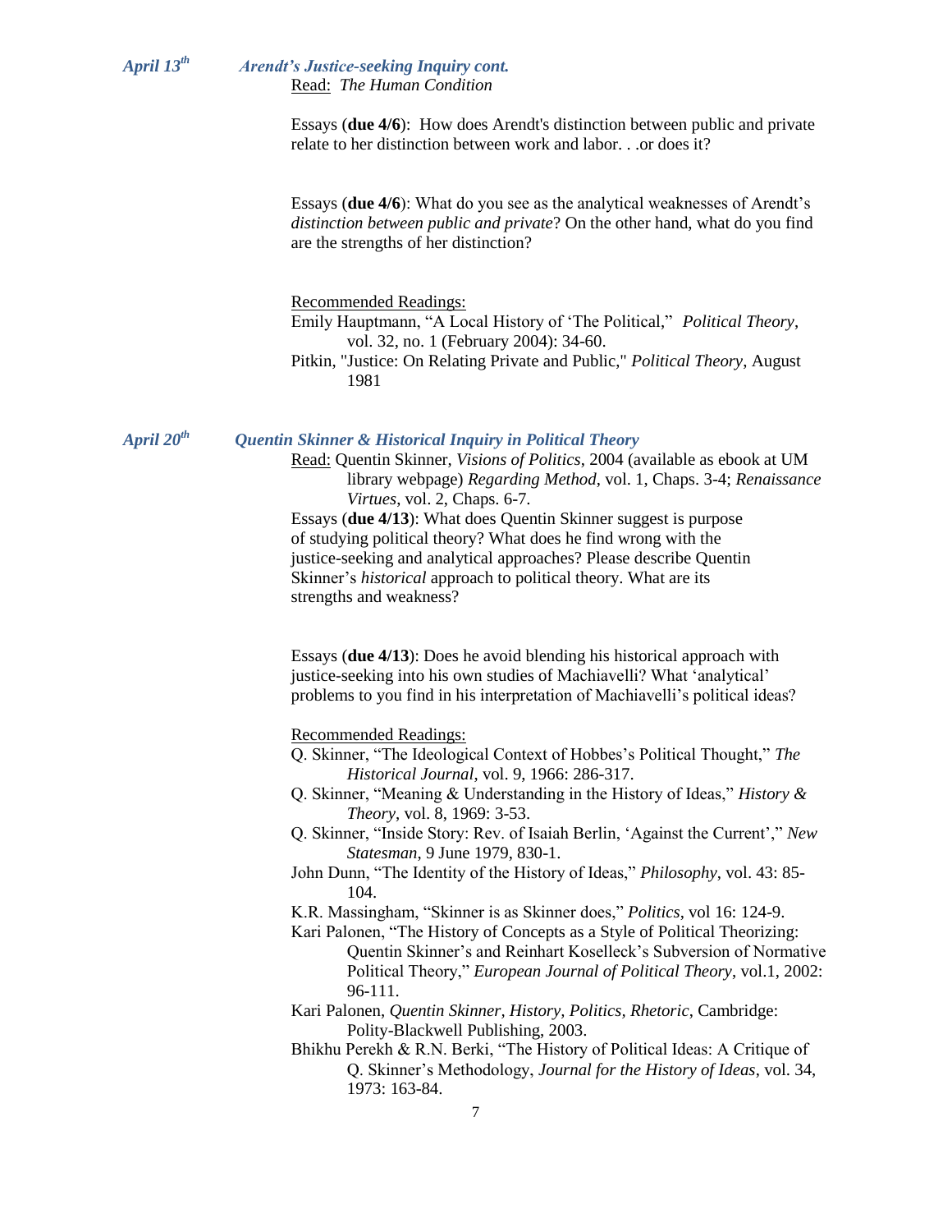### *April 13th* — *Arendt's Justice-seeking Inquiry cont.*

Read: *The Human Condition*

Essays (**due 4/6**): How does Arendt's distinction between public and private relate to her distinction between work and labor. . .or does it?

Essays (**due 4/6**): What do you see as the analytical weaknesses of Arendt's *distinction between public and private*? On the other hand, what do you find are the strengths of her distinction?

Recommended Readings:

Emily Hauptmann, "A Local History of 'The Political," *Political Theory*, vol. 32, no. 1 (February 2004): 34-60.

Pitkin, "Justice: On Relating Private and Public," *Political Theory*, August 1981

### *April 20th* — *Quentin Skinner & Historical Inquiry in Political Theory*

Read: Quentin Skinner, *Visions of Politics*, 2004 (available as ebook at UM library webpage) *Regarding Method*, vol. 1, Chaps. 3-4; *Renaissance Virtues*, vol. 2, Chaps. 6-7.

Essays (**due 4/13**): What does Quentin Skinner suggest is purpose of studying political theory? What does he find wrong with the justice-seeking and analytical approaches? Please describe Quentin Skinner's *historical* approach to political theory. What are its strengths and weakness?

Essays (**due 4/13**): Does he avoid blending his historical approach with justice-seeking into his own studies of Machiavelli? What 'analytical' problems to you find in his interpretation of Machiavelli's political ideas?

Recommended Readings:

Q. Skinner, "The Ideological Context of Hobbes's Political Thought," *The Historical Journal*, vol. 9, 1966: 286-317.

Q. Skinner, "Meaning & Understanding in the History of Ideas," *History & Theory*, vol. 8, 1969: 3-53.

Q. Skinner, "Inside Story: Rev. of Isaiah Berlin, 'Against the Current'," *New Statesman*, 9 June 1979, 830-1.

John Dunn, "The Identity of the History of Ideas," *Philosophy*, vol. 43: 85-104.

K.R. Massingham, "Skinner is as Skinner does," *Politics*, vol 16: 124-9.

Kari Palonen, "The History of Concepts as a Style of Political Theorizing: Quentin Skinner's and Reinhart Koselleck's Subversion of Normative Political Theory," *European Journal of Political Theory*, vol.1, 2002: 96-111.

Kari Palonen, *Quentin Skinner, History, Politics, Rhetoric*, Cambridge: Polity-Blackwell Publishing, 2003.

Bhikhu Perekh & R.N. Berki, "The History of Political Ideas: A Critique of Q. Skinner's Methodology, *Journal for the History of Ideas*, vol. 34, 1973: 163-84.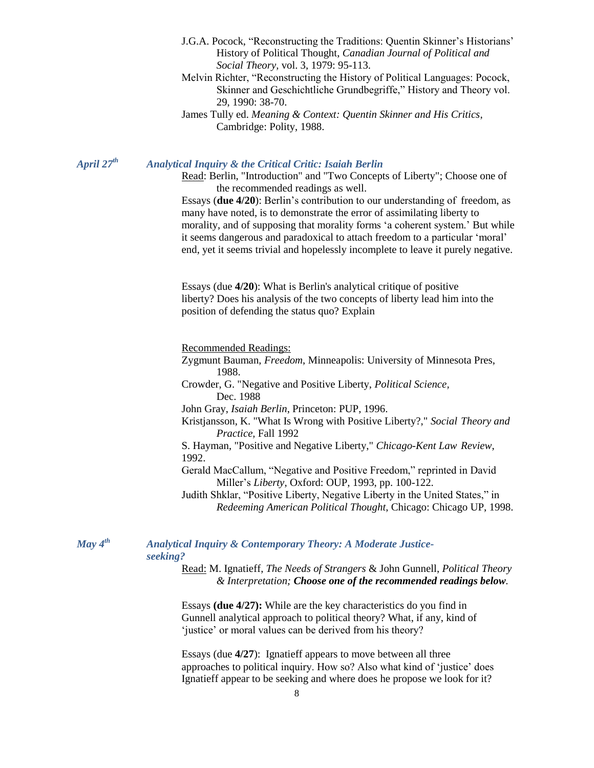J.G.A. Pocock, "Reconstructing the Traditions: Quentin Skinner's Historians' History of Political Thought, *Canadian Journal of Political and Social Theory*, vol. 3, 1979: 95-113.

Melvin Richter, "Reconstructing the History of Political Languages: Pocock, Skinner and Geschichtliche Grundbegriffe," History and Theory vol. 29, 1990: 38-70.

James Tully ed. *Meaning & Context: Quentin Skinner and His Critics*, Cambridge: Polity, 1988.

## *April 27th* — *Analytical Inquiry & the Critical Critic: Isaiah Berlin*

Read: Berlin, "Introduction" and "Two Concepts of Liberty"; Choose one of the recommended readings as well.

Essays (**due 4/20**): Berlin's contribution to our understanding of freedom, as many have noted, is to demonstrate the error of assimilating liberty to morality, and of supposing that morality forms 'a coherent system.' But while it seems dangerous and paradoxical to attach freedom to a particular 'moral' end, yet it seems trivial and hopelessly incomplete to leave it purely negative.

Essays (due **4/20**): What is Berlin's analytical critique of positive liberty? Does his analysis of the two concepts of liberty lead him into the position of defending the status quo? Explain

Recommended Readings:

Zygmunt Bauman, *Freedom*, Minneapolis: University of Minnesota Pres, 1988.

Crowder, G. "Negative and Positive Liberty, *Political Science*, Dec. 1988

John Gray, *Isaiah Berlin*, Princeton: PUP, 1996.

Kristjansson, K. "What Is Wrong with Positive Liberty?," *Social Theory and Practice*, Fall 1992

S. Hayman, "Positive and Negative Liberty," *Chicago-Kent Law Review*, 1992.

Gerald MacCallum, "Negative and Positive Freedom," reprinted in David Miller's *Liberty*, Oxford: OUP, 1993, pp. 100-122.

Judith Shklar, "Positive Liberty, Negative Liberty in the United States," in *Redeeming American Political Thought*, Chicago: Chicago UP, 1998.

## *May 4th* — *Analytical Inquiry & Contemporary Theory: A Moderate Justice-seeking?*

Read: M. Ignatieff, *The Needs of Strangers* & John Gunnell, *Political Theory & Interpretation; **Choose one of the recommended readings below.***

Essays **(due 4/27):** While are the key characteristics do you find in Gunnell analytical approach to political theory? What, if any, kind of 'justice' or moral values can be derived from his theory?

Essays (due **4/27**): Ignatieff appears to move between all three approaches to political inquiry. How so? Also what kind of 'justice' does Ignatieff appear to be seeking and where does he propose we look for it?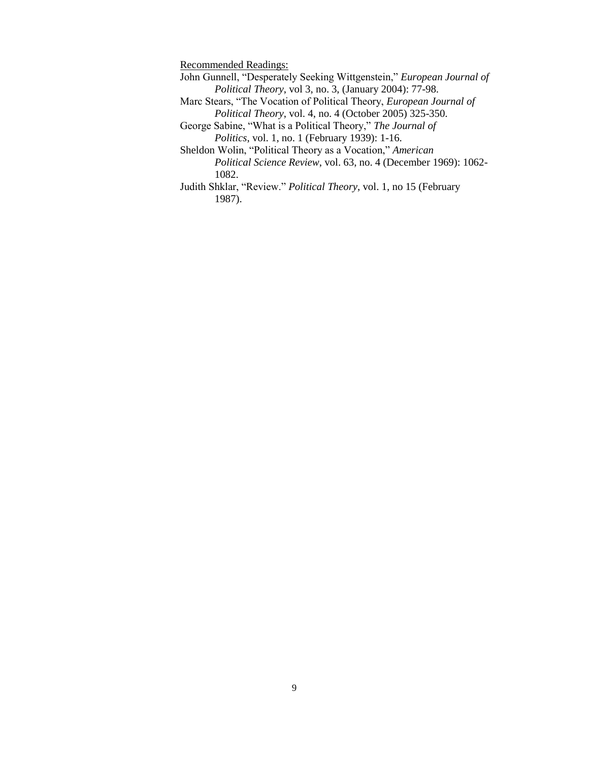<u>Recommended Readings:</u>

John Gunnell, "Desperately Seeking Wittgenstein," *European Journal of Political Theory*, vol 3, no. 3, (January 2004): 77-98.

Marc Stears, "The Vocation of Political Theory, *European Journal of Political Theory*, vol. 4, no. 4 (October 2005) 325-350.

George Sabine, "What is a Political Theory," *The Journal of Politics*, vol. 1, no. 1 (February 1939): 1-16.

Sheldon Wolin, "Political Theory as a Vocation," *American Political Science Review*, vol. 63, no. 4 (December 1969): 1062-1082.

Judith Shklar, "Review." *Political Theory*, vol. 1, no 15 (February 1987).